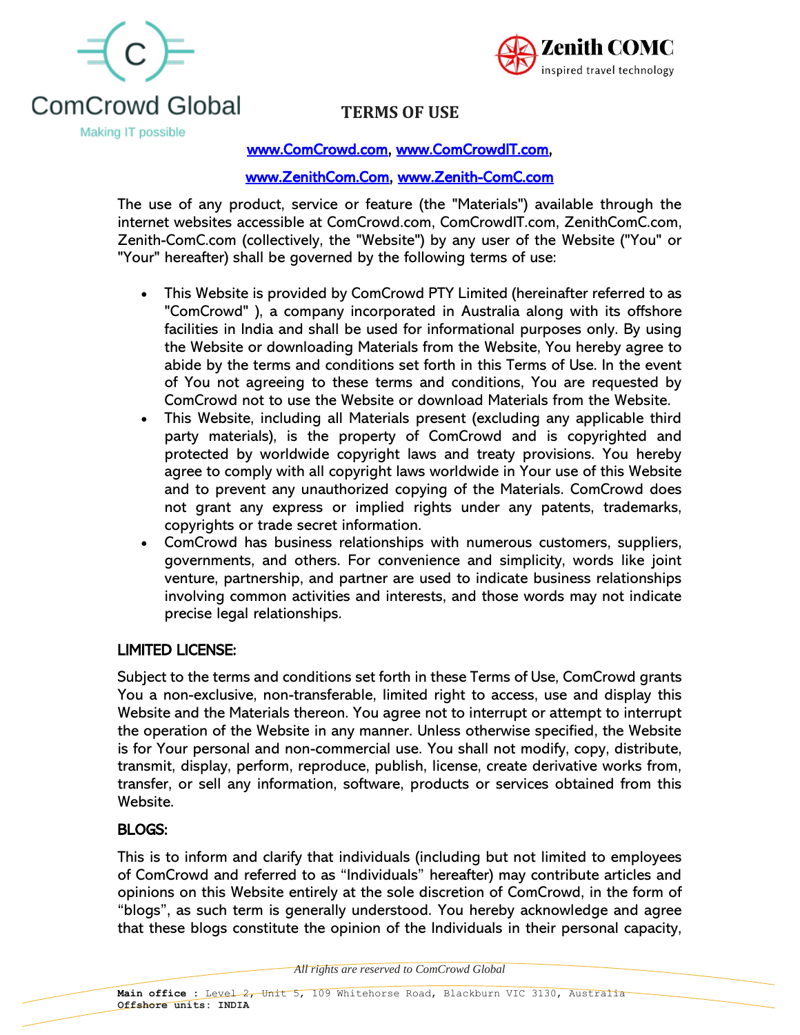ComCrowd Global

Making IT possible

Zenith COMC

inspired travel technology

# TERMS OF USE

www.ComCrowd.com, www.ComCrowdIT.com,

www.ZenithCom.Com, www.Zenith-ComC.com

The use of any product, service or feature (the "Materials") available through the internet websites accessible at ComCrowd.com, ComCrowdIT.com, ZenithComC.com, Zenith-ComC.com (collectively, the "Website") by any user of the Website ("You" or "Your" hereafter) shall be governed by the following terms of use:

- This Website is provided by ComCrowd PTY Limited (hereinafter referred to as "ComCrowd" ), a company incorporated in Australia along with its offshore facilities in India and shall be used for informational purposes only. By using the Website or downloading Materials from the Website, You hereby agree to abide by the terms and conditions set forth in this Terms of Use. In the event of You not agreeing to these terms and conditions, You are requested by ComCrowd not to use the Website or download Materials from the Website.
- This Website, including all Materials present (excluding any applicable third party materials), is the property of ComCrowd and is copyrighted and protected by worldwide copyright laws and treaty provisions. You hereby agree to comply with all copyright laws worldwide in Your use of this Website and to prevent any unauthorized copying of the Materials. ComCrowd does not grant any express or implied rights under any patents, trademarks, copyrights or trade secret information.
- ComCrowd has business relationships with numerous customers, suppliers, governments, and others. For convenience and simplicity, words like joint venture, partnership, and partner are used to indicate business relationships involving common activities and interests, and those words may not indicate precise legal relationships.

## LIMITED LICENSE:

Subject to the terms and conditions set forth in these Terms of Use, ComCrowd grants You a non-exclusive, non-transferable, limited right to access, use and display this Website and the Materials thereon. You agree not to interrupt or attempt to interrupt the operation of the Website in any manner. Unless otherwise specified, the Website is for Your personal and non-commercial use. You shall not modify, copy, distribute, transmit, display, perform, reproduce, publish, license, create derivative works from, transfer, or sell any information, software, products or services obtained from this Website.

## BLOGS:

This is to inform and clarify that individuals (including but not limited to employees of ComCrowd and referred to as “Individuals” hereafter) may contribute articles and opinions on this Website entirely at the sole discretion of ComCrowd, in the form of “blogs”, as such term is generally understood. You hereby acknowledge and agree that these blogs constitute the opinion of the Individuals in their personal capacity,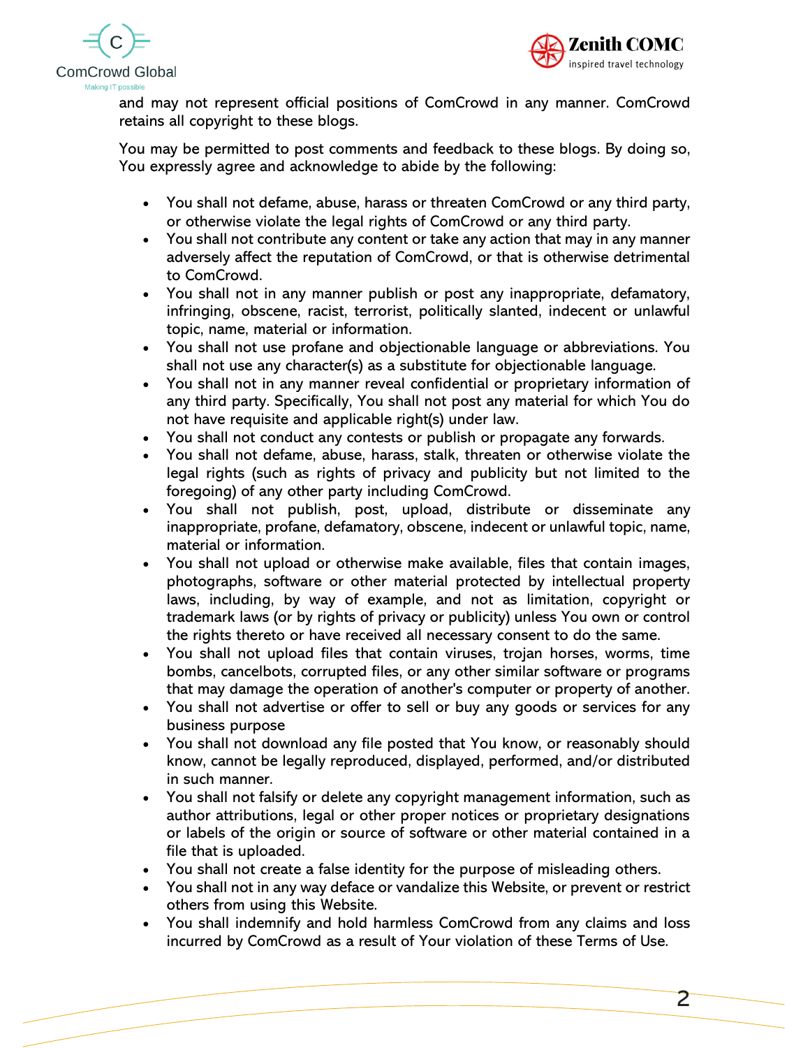and may not represent official positions of ComCrowd in any manner. ComCrowd retains all copyright to these blogs.

You may be permitted to post comments and feedback to these blogs. By doing so, You expressly agree and acknowledge to abide by the following:

- You shall not defame, abuse, harass or threaten ComCrowd or any third party, or otherwise violate the legal rights of ComCrowd or any third party.
- You shall not contribute any content or take any action that may in any manner adversely affect the reputation of ComCrowd, or that is otherwise detrimental to ComCrowd.
- You shall not in any manner publish or post any inappropriate, defamatory, infringing, obscene, racist, terrorist, politically slanted, indecent or unlawful topic, name, material or information.
- You shall not use profane and objectionable language or abbreviations. You shall not use any character(s) as a substitute for objectionable language.
- You shall not in any manner reveal confidential or proprietary information of any third party. Specifically, You shall not post any material for which You do not have requisite and applicable right(s) under law.
- You shall not conduct any contests or publish or propagate any forwards.
- You shall not defame, abuse, harass, stalk, threaten or otherwise violate the legal rights (such as rights of privacy and publicity but not limited to the foregoing) of any other party including ComCrowd.
- You shall not publish, post, upload, distribute or disseminate any inappropriate, profane, defamatory, obscene, indecent or unlawful topic, name, material or information.
- You shall not upload or otherwise make available, files that contain images, photographs, software or other material protected by intellectual property laws, including, by way of example, and not as limitation, copyright or trademark laws (or by rights of privacy or publicity) unless You own or control the rights thereto or have received all necessary consent to do the same.
- You shall not upload files that contain viruses, trojan horses, worms, time bombs, cancelbots, corrupted files, or any other similar software or programs that may damage the operation of another's computer or property of another.
- You shall not advertise or offer to sell or buy any goods or services for any business purpose
- You shall not download any file posted that You know, or reasonably should know, cannot be legally reproduced, displayed, performed, and/or distributed in such manner.
- You shall not falsify or delete any copyright management information, such as author attributions, legal or other proper notices or proprietary designations or labels of the origin or source of software or other material contained in a file that is uploaded.
- You shall not create a false identity for the purpose of misleading others.
- You shall not in any way deface or vandalize this Website, or prevent or restrict others from using this Website.
- You shall indemnify and hold harmless ComCrowd from any claims and loss incurred by ComCrowd as a result of Your violation of these Terms of Use.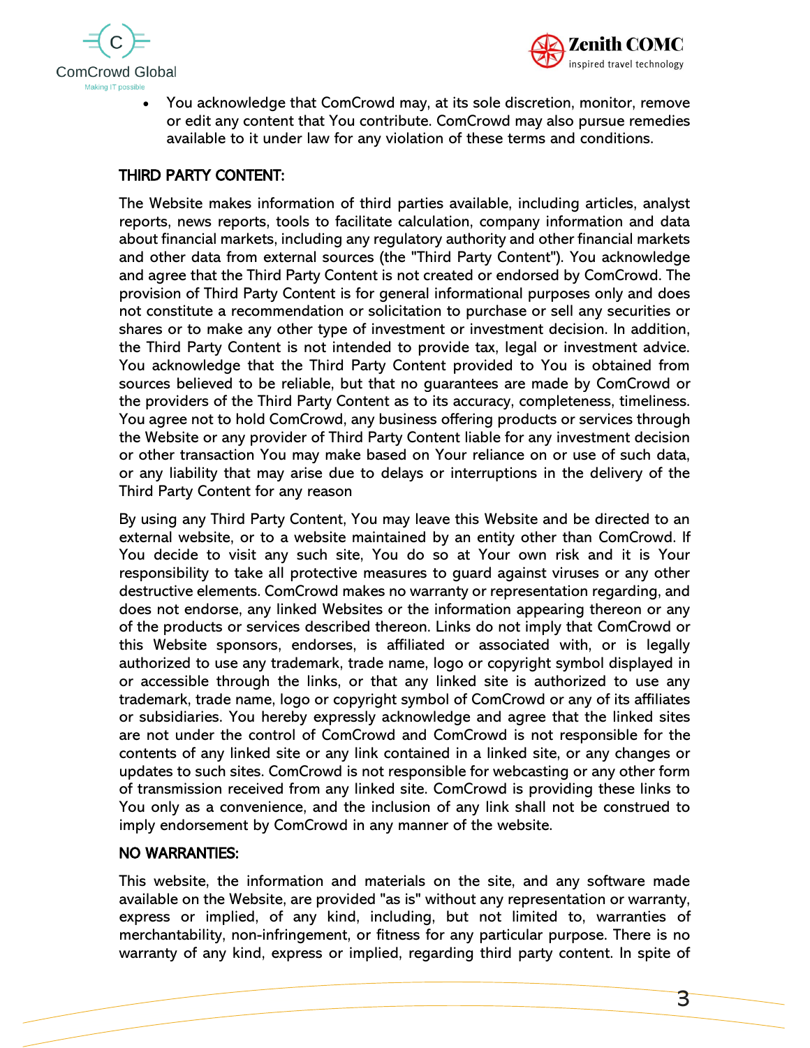- You acknowledge that ComCrowd may, at its sole discretion, monitor, remove or edit any content that You contribute. ComCrowd may also pursue remedies available to it under law for any violation of these terms and conditions.

## THIRD PARTY CONTENT:

The Website makes information of third parties available, including articles, analyst reports, news reports, tools to facilitate calculation, company information and data about financial markets, including any regulatory authority and other financial markets and other data from external sources (the "Third Party Content"). You acknowledge and agree that the Third Party Content is not created or endorsed by ComCrowd. The provision of Third Party Content is for general informational purposes only and does not constitute a recommendation or solicitation to purchase or sell any securities or shares or to make any other type of investment or investment decision. In addition, the Third Party Content is not intended to provide tax, legal or investment advice. You acknowledge that the Third Party Content provided to You is obtained from sources believed to be reliable, but that no guarantees are made by ComCrowd or the providers of the Third Party Content as to its accuracy, completeness, timeliness. You agree not to hold ComCrowd, any business offering products or services through the Website or any provider of Third Party Content liable for any investment decision or other transaction You may make based on Your reliance on or use of such data, or any liability that may arise due to delays or interruptions in the delivery of the Third Party Content for any reason

By using any Third Party Content, You may leave this Website and be directed to an external website, or to a website maintained by an entity other than ComCrowd. If You decide to visit any such site, You do so at Your own risk and it is Your responsibility to take all protective measures to guard against viruses or any other destructive elements. ComCrowd makes no warranty or representation regarding, and does not endorse, any linked Websites or the information appearing thereon or any of the products or services described thereon. Links do not imply that ComCrowd or this Website sponsors, endorses, is affiliated or associated with, or is legally authorized to use any trademark, trade name, logo or copyright symbol displayed in or accessible through the links, or that any linked site is authorized to use any trademark, trade name, logo or copyright symbol of ComCrowd or any of its affiliates or subsidiaries. You hereby expressly acknowledge and agree that the linked sites are not under the control of ComCrowd and ComCrowd is not responsible for the contents of any linked site or any link contained in a linked site, or any changes or updates to such sites. ComCrowd is not responsible for webcasting or any other form of transmission received from any linked site. ComCrowd is providing these links to You only as a convenience, and the inclusion of any link shall not be construed to imply endorsement by ComCrowd in any manner of the website.

## NO WARRANTIES:

This website, the information and materials on the site, and any software made available on the Website, are provided "as is" without any representation or warranty, express or implied, of any kind, including, but not limited to, warranties of merchantability, non-infringement, or fitness for any particular purpose. There is no warranty of any kind, express or implied, regarding third party content. In spite of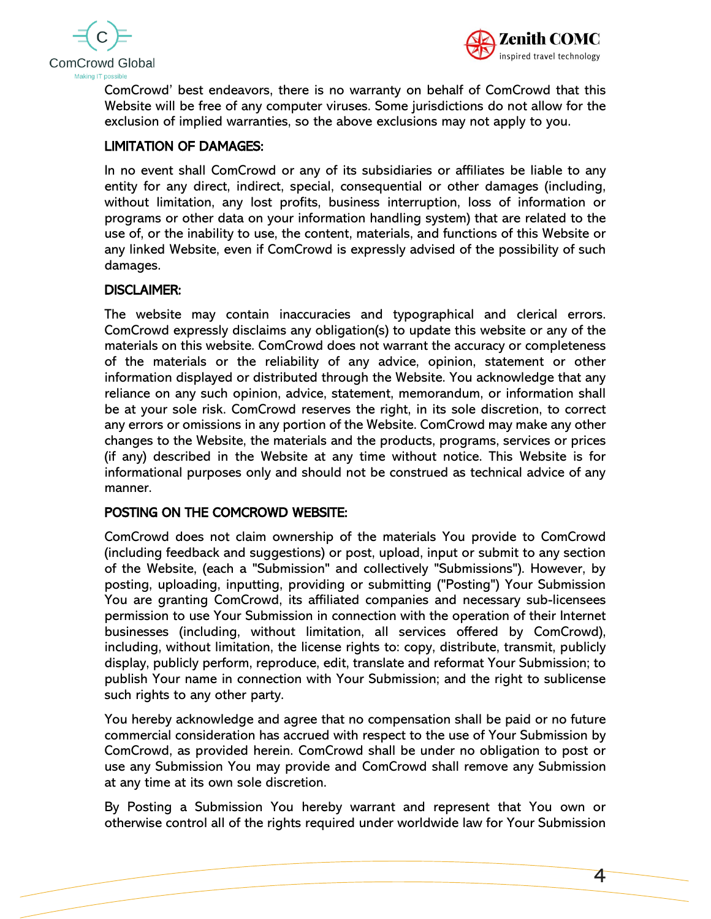ComCrowd' best endeavors, there is no warranty on behalf of ComCrowd that this Website will be free of any computer viruses. Some jurisdictions do not allow for the exclusion of implied warranties, so the above exclusions may not apply to you.

### LIMITATION OF DAMAGES:

In no event shall ComCrowd or any of its subsidiaries or affiliates be liable to any entity for any direct, indirect, special, consequential or other damages (including, without limitation, any lost profits, business interruption, loss of information or programs or other data on your information handling system) that are related to the use of, or the inability to use, the content, materials, and functions of this Website or any linked Website, even if ComCrowd is expressly advised of the possibility of such damages.

### DISCLAIMER:

The website may contain inaccuracies and typographical and clerical errors. ComCrowd expressly disclaims any obligation(s) to update this website or any of the materials on this website. ComCrowd does not warrant the accuracy or completeness of the materials or the reliability of any advice, opinion, statement or other information displayed or distributed through the Website. You acknowledge that any reliance on any such opinion, advice, statement, memorandum, or information shall be at your sole risk. ComCrowd reserves the right, in its sole discretion, to correct any errors or omissions in any portion of the Website. ComCrowd may make any other changes to the Website, the materials and the products, programs, services or prices (if any) described in the Website at any time without notice. This Website is for informational purposes only and should not be construed as technical advice of any manner.

### POSTING ON THE COMCROWD WEBSITE:

ComCrowd does not claim ownership of the materials You provide to ComCrowd (including feedback and suggestions) or post, upload, input or submit to any section of the Website, (each a "Submission" and collectively "Submissions"). However, by posting, uploading, inputting, providing or submitting ("Posting") Your Submission You are granting ComCrowd, its affiliated companies and necessary sub-licensees permission to use Your Submission in connection with the operation of their Internet businesses (including, without limitation, all services offered by ComCrowd), including, without limitation, the license rights to: copy, distribute, transmit, publicly display, publicly perform, reproduce, edit, translate and reformat Your Submission; to publish Your name in connection with Your Submission; and the right to sublicense such rights to any other party.

You hereby acknowledge and agree that no compensation shall be paid or no future commercial consideration has accrued with respect to the use of Your Submission by ComCrowd, as provided herein. ComCrowd shall be under no obligation to post or use any Submission You may provide and ComCrowd shall remove any Submission at any time at its own sole discretion.

By Posting a Submission You hereby warrant and represent that You own or otherwise control all of the rights required under worldwide law for Your Submission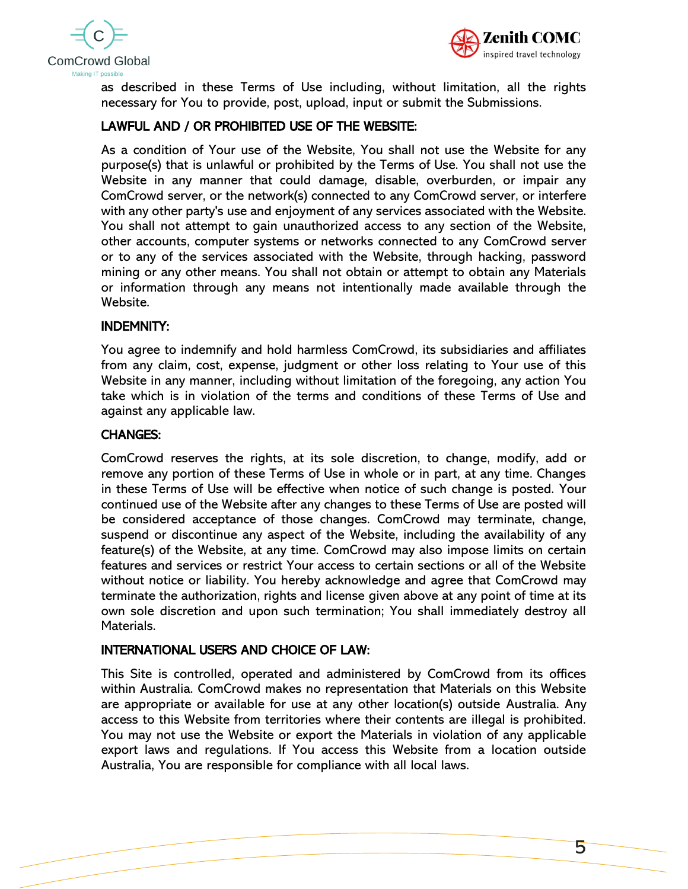as described in these Terms of Use including, without limitation, all the rights necessary for You to provide, post, upload, input or submit the Submissions.

## LAWFUL AND / OR PROHIBITED USE OF THE WEBSITE:

As a condition of Your use of the Website, You shall not use the Website for any purpose(s) that is unlawful or prohibited by the Terms of Use. You shall not use the Website in any manner that could damage, disable, overburden, or impair any ComCrowd server, or the network(s) connected to any ComCrowd server, or interfere with any other party's use and enjoyment of any services associated with the Website. You shall not attempt to gain unauthorized access to any section of the Website, other accounts, computer systems or networks connected to any ComCrowd server or to any of the services associated with the Website, through hacking, password mining or any other means. You shall not obtain or attempt to obtain any Materials or information through any means not intentionally made available through the Website.

## INDEMNITY:

You agree to indemnify and hold harmless ComCrowd, its subsidiaries and affiliates from any claim, cost, expense, judgment or other loss relating to Your use of this Website in any manner, including without limitation of the foregoing, any action You take which is in violation of the terms and conditions of these Terms of Use and against any applicable law.

## CHANGES:

ComCrowd reserves the rights, at its sole discretion, to change, modify, add or remove any portion of these Terms of Use in whole or in part, at any time. Changes in these Terms of Use will be effective when notice of such change is posted. Your continued use of the Website after any changes to these Terms of Use are posted will be considered acceptance of those changes. ComCrowd may terminate, change, suspend or discontinue any aspect of the Website, including the availability of any feature(s) of the Website, at any time. ComCrowd may also impose limits on certain features and services or restrict Your access to certain sections or all of the Website without notice or liability. You hereby acknowledge and agree that ComCrowd may terminate the authorization, rights and license given above at any point of time at its own sole discretion and upon such termination; You shall immediately destroy all Materials.

## INTERNATIONAL USERS AND CHOICE OF LAW:

This Site is controlled, operated and administered by ComCrowd from its offices within Australia. ComCrowd makes no representation that Materials on this Website are appropriate or available for use at any other location(s) outside Australia. Any access to this Website from territories where their contents are illegal is prohibited. You may not use the Website or export the Materials in violation of any applicable export laws and regulations. If You access this Website from a location outside Australia, You are responsible for compliance with all local laws.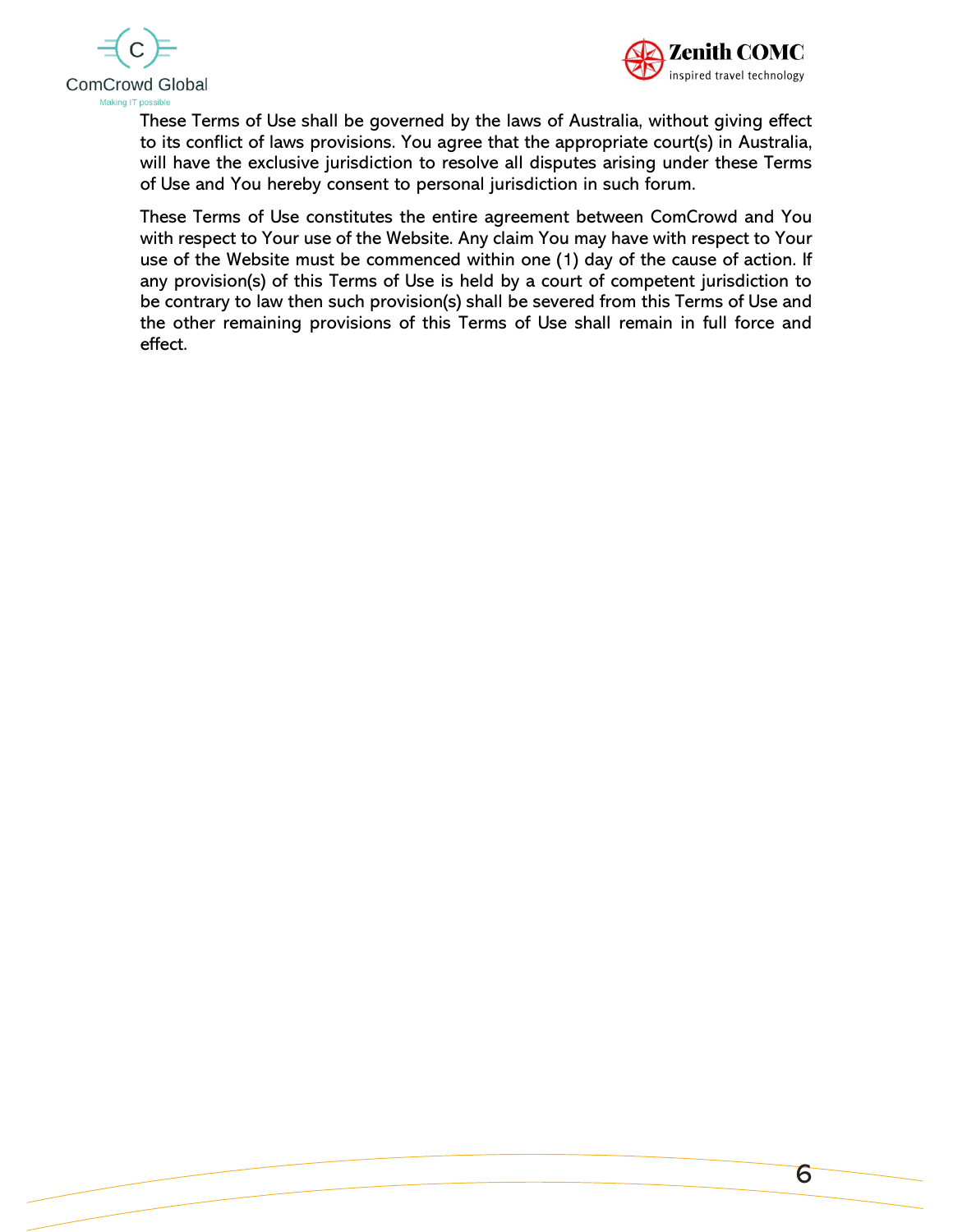These Terms of Use shall be governed by the laws of Australia, without giving effect to its conflict of laws provisions. You agree that the appropriate court(s) in Australia, will have the exclusive jurisdiction to resolve all disputes arising under these Terms of Use and You hereby consent to personal jurisdiction in such forum.

These Terms of Use constitutes the entire agreement between ComCrowd and You with respect to Your use of the Website. Any claim You may have with respect to Your use of the Website must be commenced within one (1) day of the cause of action. If any provision(s) of this Terms of Use is held by a court of competent jurisdiction to be contrary to law then such provision(s) shall be severed from this Terms of Use and the other remaining provisions of this Terms of Use shall remain in full force and effect.